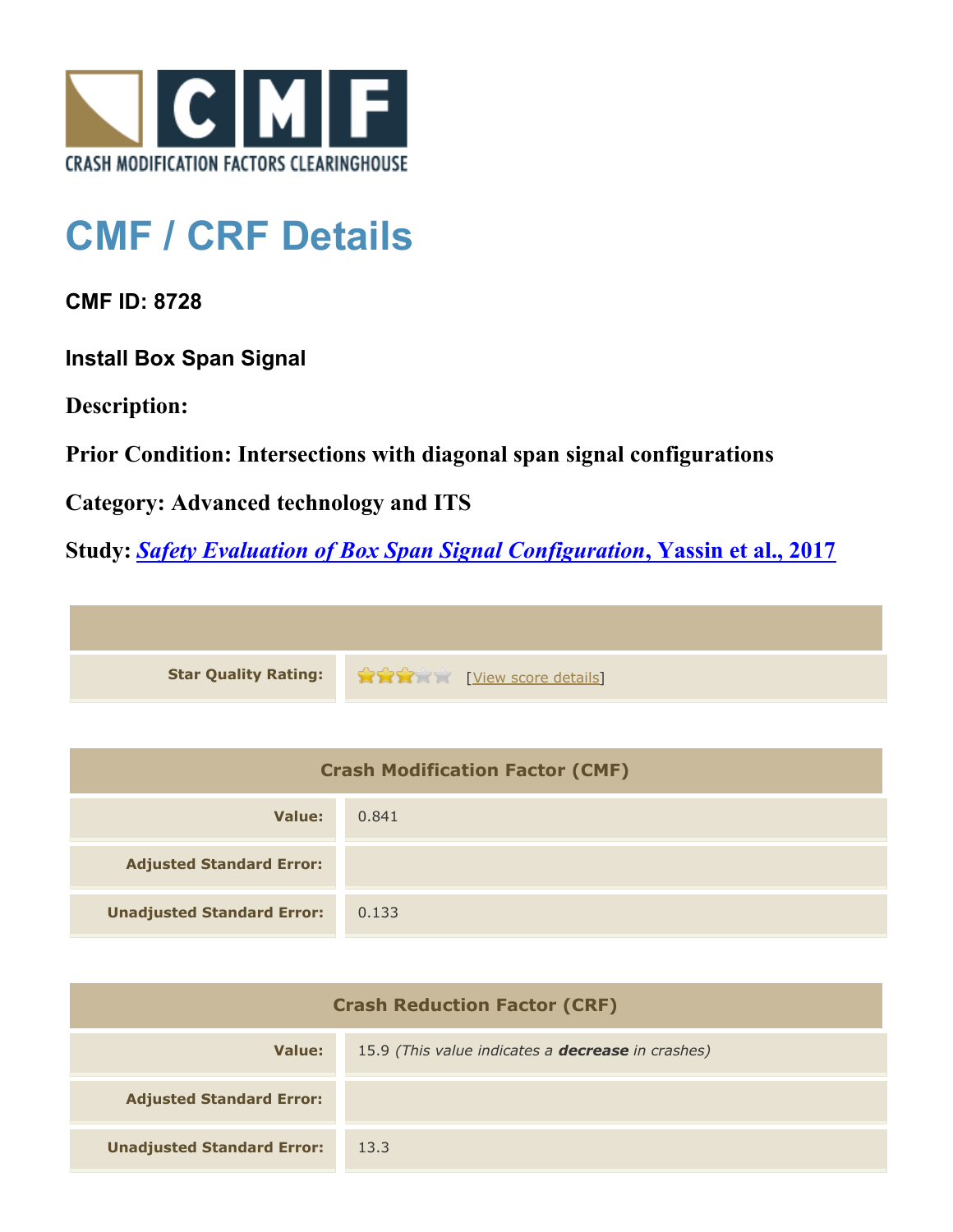CRASH MODIFICATION FACTORS CLEARINGHOUSE

# CMF / CRF Details

## CMF ID: 8728

### Install Box Span Signal

**Description:**

**Prior Condition: Intersections with diagonal span signal configurations**

**Category: Advanced technology and ITS**

**Study:** ***Safety Evaluation of Box Span Signal Configuration*, Yassin et al., 2017**

| | |
|---|---|
| **Star Quality Rating:** | 3 of 5 stars [View score details] |

| Crash Modification Factor (CMF) | |
|---|---|
| **Value:** | 0.841 |
| **Adjusted Standard Error:** | |
| **Unadjusted Standard Error:** | 0.133 |

| Crash Reduction Factor (CRF) | |
|---|---|
| **Value:** | 15.9 *(This value indicates a **decrease** in crashes)* |
| **Adjusted Standard Error:** | |
| **Unadjusted Standard Error:** | 13.3 |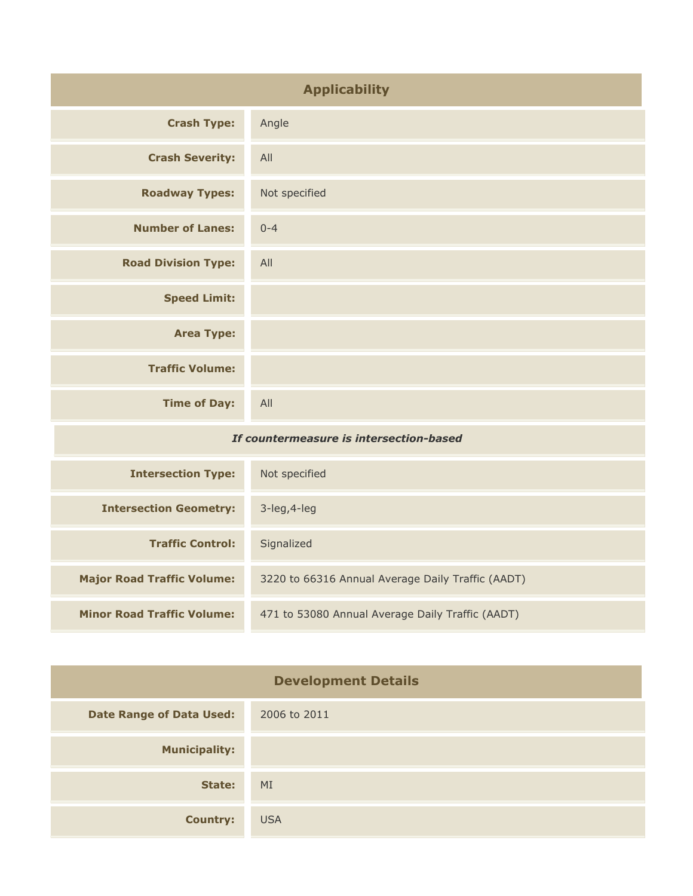## Applicability

| | |
|---|---|
| **Crash Type:** | Angle |
| **Crash Severity:** | All |
| **Roadway Types:** | Not specified |
| **Number of Lanes:** | 0-4 |
| **Road Division Type:** | All |
| **Speed Limit:** | |
| **Area Type:** | |
| **Traffic Volume:** | |
| **Time of Day:** | All |
| ***If countermeasure is intersection-based*** | |
| **Intersection Type:** | Not specified |
| **Intersection Geometry:** | 3-leg,4-leg |
| **Traffic Control:** | Signalized |
| **Major Road Traffic Volume:** | 3220 to 66316 Annual Average Daily Traffic (AADT) |
| **Minor Road Traffic Volume:** | 471 to 53080 Annual Average Daily Traffic (AADT) |

## Development Details

| | |
|---|---|
| **Date Range of Data Used:** | 2006 to 2011 |
| **Municipality:** | |
| **State:** | MI |
| **Country:** | USA |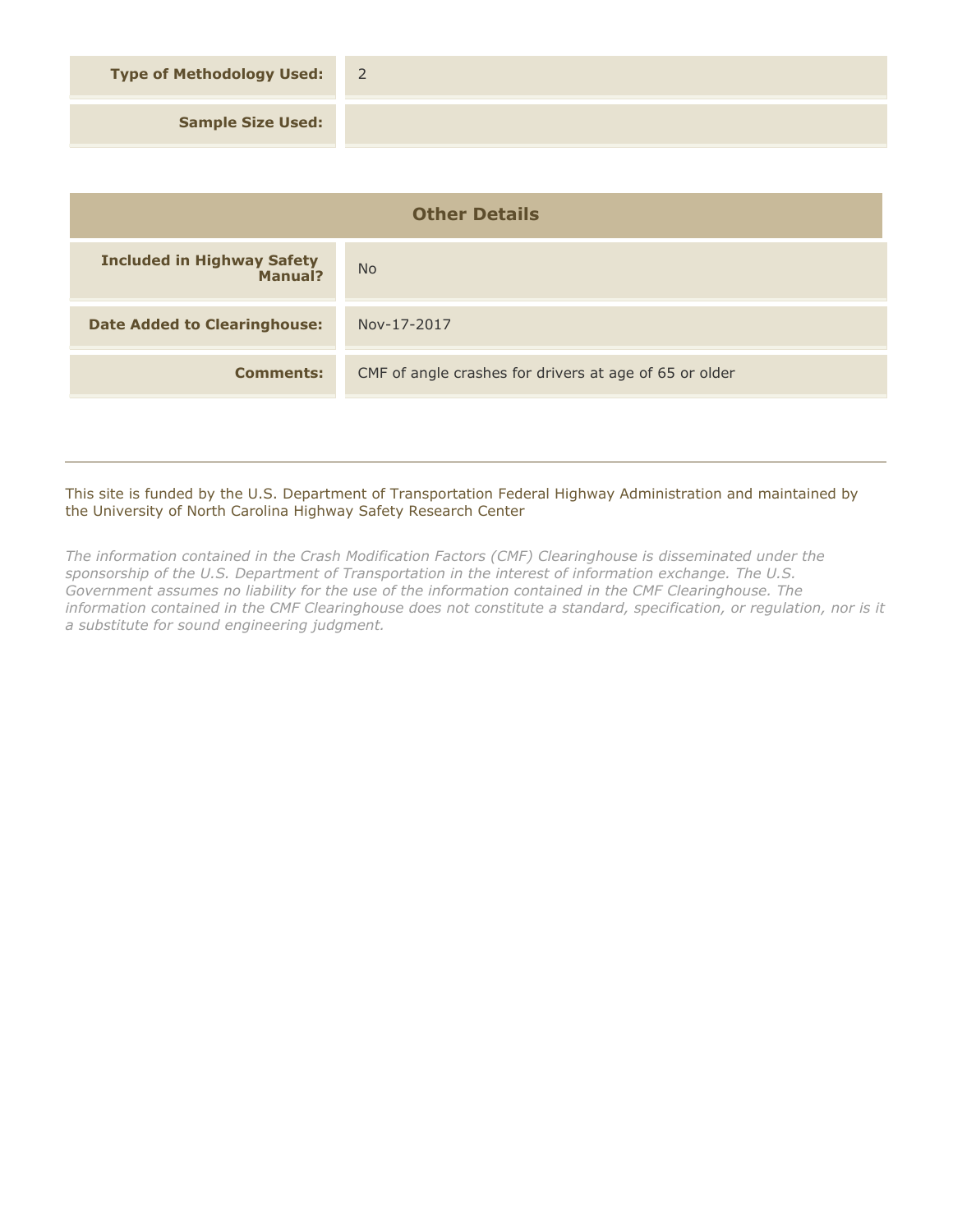| | |
|---|---|
| **Type of Methodology Used:** | 2 |
| **Sample Size Used:** | |

## Other Details

| | |
|---|---|
| **Included in Highway Safety Manual?** | No |
| **Date Added to Clearinghouse:** | Nov-17-2017 |
| **Comments:** | CMF of angle crashes for drivers at age of 65 or older |

---

This site is funded by the U.S. Department of Transportation Federal Highway Administration and maintained by the University of North Carolina Highway Safety Research Center

*The information contained in the Crash Modification Factors (CMF) Clearinghouse is disseminated under the sponsorship of the U.S. Department of Transportation in the interest of information exchange. The U.S. Government assumes no liability for the use of the information contained in the CMF Clearinghouse. The information contained in the CMF Clearinghouse does not constitute a standard, specification, or regulation, nor is it a substitute for sound engineering judgment.*